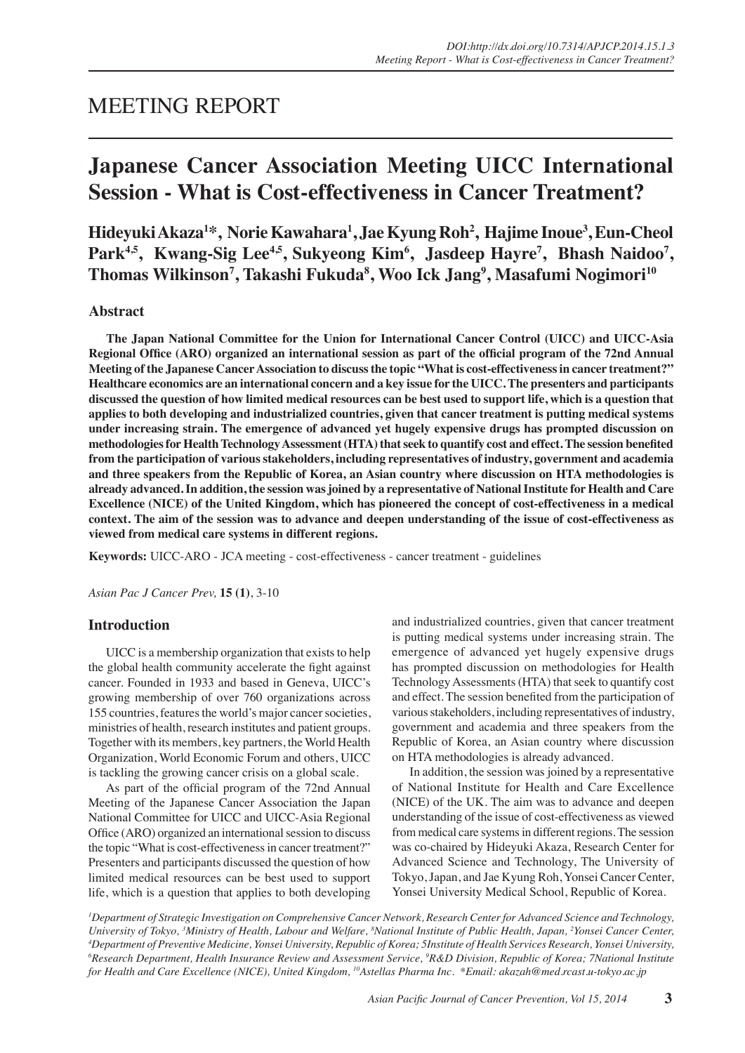# MEETING REPORT

## Japanese Cancer Association Meeting UICC International Session - What is Cost-effectiveness in Cancer Treatment?

**Hideyuki Akaza[1]*, Norie Kawahara[1], Jae Kyung Roh[2], Hajime Inoue[3], Eun-Cheol Park[4,5], Kwang-Sig Lee[4,5], Sukyeong Kim[6], Jasdeep Hayre[7], Bhash Naidoo[7], Thomas Wilkinson[7], Takashi Fukuda[8], Woo Ick Jang[9], Masafumi Nogimori[10]**

### Abstract

**The Japan National Committee for the Union for International Cancer Control (UICC) and UICC-Asia Regional Office (ARO) organized an international session as part of the official program of the 72nd Annual Meeting of the Japanese Cancer Association to discuss the topic "What is cost-effectiveness in cancer treatment?" Healthcare economics are an international concern and a key issue for the UICC. The presenters and participants discussed the question of how limited medical resources can be best used to support life, which is a question that applies to both developing and industrialized countries, given that cancer treatment is putting medical systems under increasing strain. The emergence of advanced yet hugely expensive drugs has prompted discussion on methodologies for Health Technology Assessment (HTA) that seek to quantify cost and effect. The session benefited from the participation of various stakeholders, including representatives of industry, government and academia and three speakers from the Republic of Korea, an Asian country where discussion on HTA methodologies is already advanced. In addition, the session was joined by a representative of National Institute for Health and Care Excellence (NICE) of the United Kingdom, which has pioneered the concept of cost-effectiveness in a medical context. The aim of the session was to advance and deepen understanding of the issue of cost-effectiveness as viewed from medical care systems in different regions.**

**Keywords:** UICC-ARO - JCA meeting - cost-effectiveness - cancer treatment - guidelines

*Asian Pac J Cancer Prev,* **15 (1)**, 3-10

### Introduction

UICC is a membership organization that exists to help the global health community accelerate the fight against cancer. Founded in 1933 and based in Geneva, UICC's growing membership of over 760 organizations across 155 countries, features the world's major cancer societies, ministries of health, research institutes and patient groups. Together with its members, key partners, the World Health Organization, World Economic Forum and others, UICC is tackling the growing cancer crisis on a global scale.

As part of the official program of the 72nd Annual Meeting of the Japanese Cancer Association the Japan National Committee for UICC and UICC-Asia Regional Office (ARO) organized an international session to discuss the topic "What is cost-effectiveness in cancer treatment?" Presenters and participants discussed the question of how limited medical resources can be best used to support life, which is a question that applies to both developing and industrialized countries, given that cancer treatment is putting medical systems under increasing strain. The emergence of advanced yet hugely expensive drugs has prompted discussion on methodologies for Health Technology Assessments (HTA) that seek to quantify cost and effect. The session benefited from the participation of various stakeholders, including representatives of industry, government and academia and three speakers from the Republic of Korea, an Asian country where discussion on HTA methodologies is already advanced.

In addition, the session was joined by a representative of National Institute for Health and Care Excellence (NICE) of the UK. The aim was to advance and deepen understanding of the issue of cost-effectiveness as viewed from medical care systems in different regions. The session was co-chaired by Hideyuki Akaza, Research Center for Advanced Science and Technology, The University of Tokyo, Japan, and Jae Kyung Roh, Yonsei Cancer Center, Yonsei University Medical School, Republic of Korea.

*[1]Department of Strategic Investigation on Comprehensive Cancer Network, Research Center for Advanced Science and Technology, University of Tokyo, [3]Ministry of Health, Labour and Welfare, [8]National Institute of Public Health, Japan, [2]Yonsei Cancer Center, [4]Department of Preventive Medicine, Yonsei University, Republic of Korea; 5Institute of Health Services Research, Yonsei University, [6]Research Department, Health Insurance Review and Assessment Service, [9]R&D Division, Republic of Korea; 7National Institute for Health and Care Excellence (NICE), United Kingdom, [10]Astellas Pharma Inc. *Email: akazah@med.rcast.u-tokyo.ac.jp*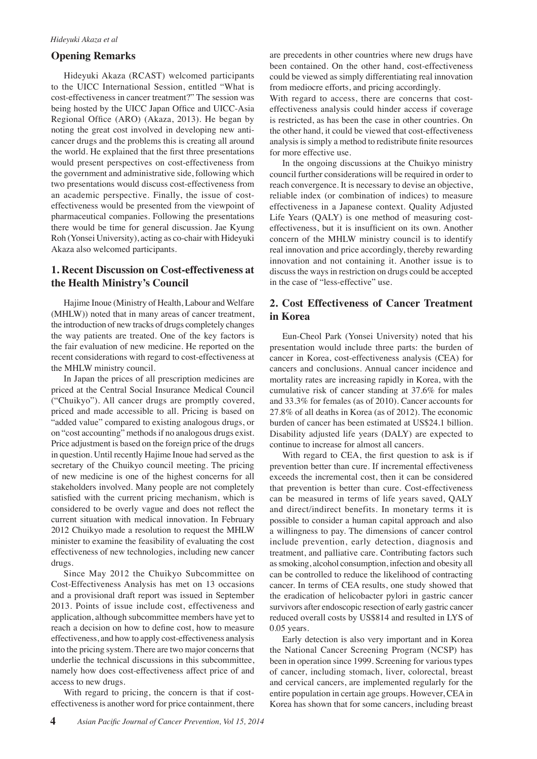## Opening Remarks

Hideyuki Akaza (RCAST) welcomed participants to the UICC International Session, entitled "What is cost-effectiveness in cancer treatment?" The session was being hosted by the UICC Japan Office and UICC-Asia Regional Office (ARO) (Akaza, 2013). He began by noting the great cost involved in developing new anti-cancer drugs and the problems this is creating all around the world. He explained that the first three presentations would present perspectives on cost-effectiveness from the government and administrative side, following which two presentations would discuss cost-effectiveness from an academic perspective. Finally, the issue of cost-effectiveness would be presented from the viewpoint of pharmaceutical companies. Following the presentations there would be time for general discussion. Jae Kyung Roh (Yonsei University), acting as co-chair with Hideyuki Akaza also welcomed participants.

## 1. Recent Discussion on Cost-effectiveness at the Health Ministry's Council

Hajime Inoue (Ministry of Health, Labour and Welfare (MHLW)) noted that in many areas of cancer treatment, the introduction of new tracks of drugs completely changes the way patients are treated. One of the key factors is the fair evaluation of new medicine. He reported on the recent considerations with regard to cost-effectiveness at the MHLW ministry council.

In Japan the prices of all prescription medicines are priced at the Central Social Insurance Medical Council ("Chuikyo"). All cancer drugs are promptly covered, priced and made accessible to all. Pricing is based on "added value" compared to existing analogous drugs, or on "cost accounting" methods if no analogous drugs exist. Price adjustment is based on the foreign price of the drugs in question. Until recently Hajime Inoue had served as the secretary of the Chuikyo council meeting. The pricing of new medicine is one of the highest concerns for all stakeholders involved. Many people are not completely satisfied with the current pricing mechanism, which is considered to be overly vague and does not reflect the current situation with medical innovation. In February 2012 Chuikyo made a resolution to request the MHLW minister to examine the feasibility of evaluating the cost effectiveness of new technologies, including new cancer drugs.

Since May 2012 the Chuikyo Subcommittee on Cost-Effectiveness Analysis has met on 13 occasions and a provisional draft report was issued in September 2013. Points of issue include cost, effectiveness and application, although subcommittee members have yet to reach a decision on how to define cost, how to measure effectiveness, and how to apply cost-effectiveness analysis into the pricing system. There are two major concerns that underlie the technical discussions in this subcommittee, namely how does cost-effectiveness affect price of and access to new drugs.

With regard to pricing, the concern is that if cost-effectiveness is another word for price containment, there are precedents in other countries where new drugs have been contained. On the other hand, cost-effectiveness could be viewed as simply differentiating real innovation from mediocre efforts, and pricing accordingly.

With regard to access, there are concerns that cost-effectiveness analysis could hinder access if coverage is restricted, as has been the case in other countries. On the other hand, it could be viewed that cost-effectiveness analysis is simply a method to redistribute finite resources for more effective use.

In the ongoing discussions at the Chuikyo ministry council further considerations will be required in order to reach convergence. It is necessary to devise an objective, reliable index (or combination of indices) to measure effectiveness in a Japanese context. Quality Adjusted Life Years (QALY) is one method of measuring cost-effectiveness, but it is insufficient on its own. Another concern of the MHLW ministry council is to identify real innovation and price accordingly, thereby rewarding innovation and not containing it. Another issue is to discuss the ways in restriction on drugs could be accepted in the case of "less-effective" use.

## 2. Cost Effectiveness of Cancer Treatment in Korea

Eun-Cheol Park (Yonsei University) noted that his presentation would include three parts: the burden of cancer in Korea, cost-effectiveness analysis (CEA) for cancers and conclusions. Annual cancer incidence and mortality rates are increasing rapidly in Korea, with the cumulative risk of cancer standing at 37.6% for males and 33.3% for females (as of 2010). Cancer accounts for 27.8% of all deaths in Korea (as of 2012). The economic burden of cancer has been estimated at US$24.1 billion. Disability adjusted life years (DALY) are expected to continue to increase for almost all cancers.

With regard to CEA, the first question to ask is if prevention better than cure. If incremental effectiveness exceeds the incremental cost, then it can be considered that prevention is better than cure. Cost-effectiveness can be measured in terms of life years saved, QALY and direct/indirect benefits. In monetary terms it is possible to consider a human capital approach and also a willingness to pay. The dimensions of cancer control include prevention, early detection, diagnosis and treatment, and palliative care. Contributing factors such as smoking, alcohol consumption, infection and obesity all can be controlled to reduce the likelihood of contracting cancer. In terms of CEA results, one study showed that the eradication of helicobacter pylori in gastric cancer survivors after endoscopic resection of early gastric cancer reduced overall costs by US$814 and resulted in LYS of 0.05 years.

Early detection is also very important and in Korea the National Cancer Screening Program (NCSP) has been in operation since 1999. Screening for various types of cancer, including stomach, liver, colorectal, breast and cervical cancers, are implemented regularly for the entire population in certain age groups. However, CEA in Korea has shown that for some cancers, including breast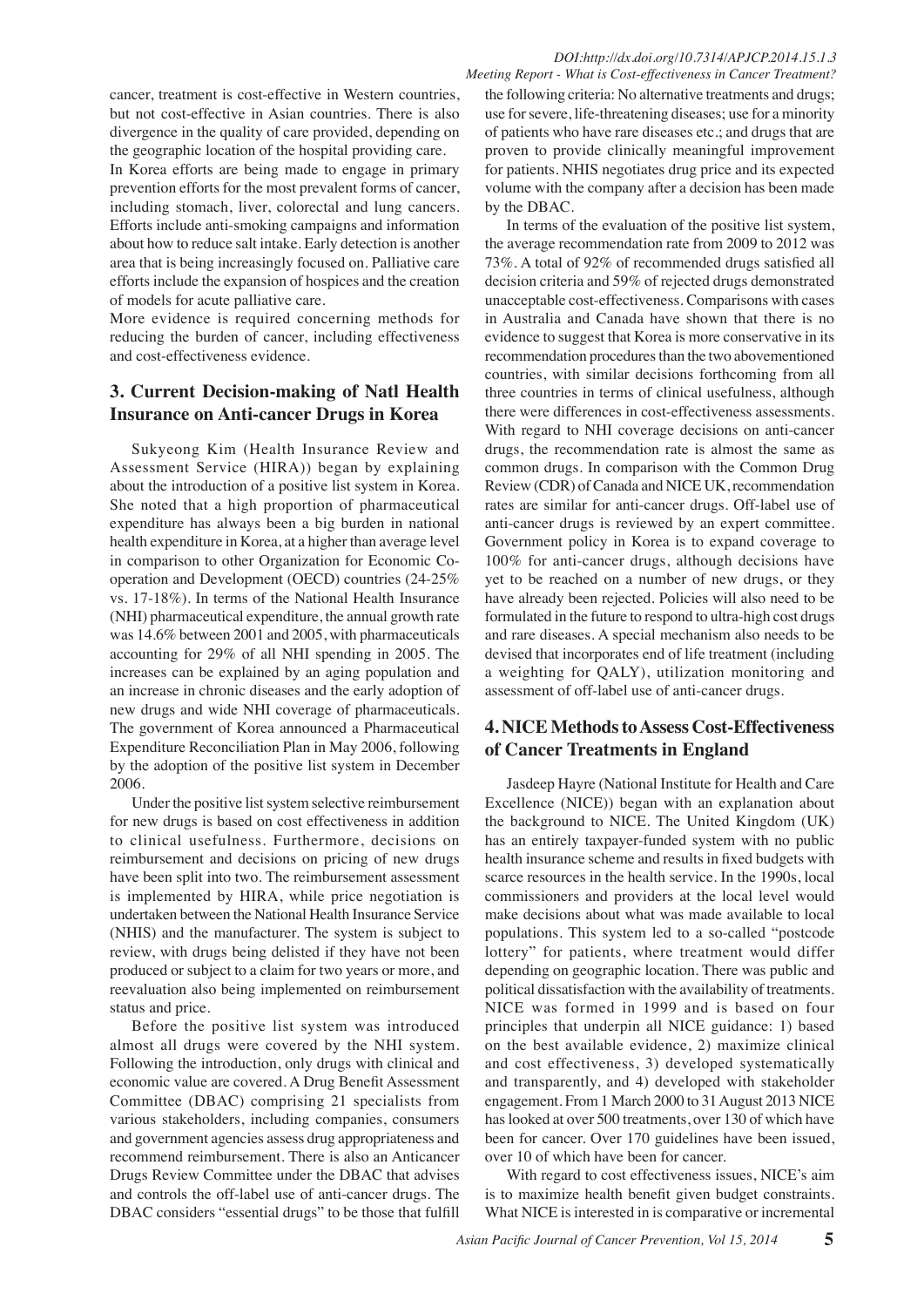cancer, treatment is cost-effective in Western countries, but not cost-effective in Asian countries. There is also divergence in the quality of care provided, depending on the geographic location of the hospital providing care.

In Korea efforts are being made to engage in primary prevention efforts for the most prevalent forms of cancer, including stomach, liver, colorectal and lung cancers. Efforts include anti-smoking campaigns and information about how to reduce salt intake. Early detection is another area that is being increasingly focused on. Palliative care efforts include the expansion of hospices and the creation of models for acute palliative care.

More evidence is required concerning methods for reducing the burden of cancer, including effectiveness and cost-effectiveness evidence.

## 3. Current Decision-making of Natl Health Insurance on Anti-cancer Drugs in Korea

Sukyeong Kim (Health Insurance Review and Assessment Service (HIRA)) began by explaining about the introduction of a positive list system in Korea. She noted that a high proportion of pharmaceutical expenditure has always been a big burden in national health expenditure in Korea, at a higher than average level in comparison to other Organization for Economic Co-operation and Development (OECD) countries (24-25% vs. 17-18%). In terms of the National Health Insurance (NHI) pharmaceutical expenditure, the annual growth rate was 14.6% between 2001 and 2005, with pharmaceuticals accounting for 29% of all NHI spending in 2005. The increases can be explained by an aging population and an increase in chronic diseases and the early adoption of new drugs and wide NHI coverage of pharmaceuticals. The government of Korea announced a Pharmaceutical Expenditure Reconciliation Plan in May 2006, following by the adoption of the positive list system in December 2006.

Under the positive list system selective reimbursement for new drugs is based on cost effectiveness in addition to clinical usefulness. Furthermore, decisions on reimbursement and decisions on pricing of new drugs have been split into two. The reimbursement assessment is implemented by HIRA, while price negotiation is undertaken between the National Health Insurance Service (NHIS) and the manufacturer. The system is subject to review, with drugs being delisted if they have not been produced or subject to a claim for two years or more, and reevaluation also being implemented on reimbursement status and price.

Before the positive list system was introduced almost all drugs were covered by the NHI system. Following the introduction, only drugs with clinical and economic value are covered. A Drug Benefit Assessment Committee (DBAC) comprising 21 specialists from various stakeholders, including companies, consumers and government agencies assess drug appropriateness and recommend reimbursement. There is also an Anticancer Drugs Review Committee under the DBAC that advises and controls the off-label use of anti-cancer drugs. The DBAC considers "essential drugs" to be those that fulfill the following criteria: No alternative treatments and drugs; use for severe, life-threatening diseases; use for a minority of patients who have rare diseases etc.; and drugs that are proven to provide clinically meaningful improvement for patients. NHIS negotiates drug price and its expected volume with the company after a decision has been made by the DBAC.

In terms of the evaluation of the positive list system, the average recommendation rate from 2009 to 2012 was 73%. A total of 92% of recommended drugs satisfied all decision criteria and 59% of rejected drugs demonstrated unacceptable cost-effectiveness. Comparisons with cases in Australia and Canada have shown that there is no evidence to suggest that Korea is more conservative in its recommendation procedures than the two abovementioned countries, with similar decisions forthcoming from all three countries in terms of clinical usefulness, although there were differences in cost-effectiveness assessments. With regard to NHI coverage decisions on anti-cancer drugs, the recommendation rate is almost the same as common drugs. In comparison with the Common Drug Review (CDR) of Canada and NICE UK, recommendation rates are similar for anti-cancer drugs. Off-label use of anti-cancer drugs is reviewed by an expert committee. Government policy in Korea is to expand coverage to 100% for anti-cancer drugs, although decisions have yet to be reached on a number of new drugs, or they have already been rejected. Policies will also need to be formulated in the future to respond to ultra-high cost drugs and rare diseases. A special mechanism also needs to be devised that incorporates end of life treatment (including a weighting for QALY), utilization monitoring and assessment of off-label use of anti-cancer drugs.

## 4. NICE Methods to Assess Cost-Effectiveness of Cancer Treatments in England

Jasdeep Hayre (National Institute for Health and Care Excellence (NICE)) began with an explanation about the background to NICE. The United Kingdom (UK) has an entirely taxpayer-funded system with no public health insurance scheme and results in fixed budgets with scarce resources in the health service. In the 1990s, local commissioners and providers at the local level would make decisions about what was made available to local populations. This system led to a so-called "postcode lottery" for patients, where treatment would differ depending on geographic location. There was public and political dissatisfaction with the availability of treatments. NICE was formed in 1999 and is based on four principles that underpin all NICE guidance: 1) based on the best available evidence, 2) maximize clinical and cost effectiveness, 3) developed systematically and transparently, and 4) developed with stakeholder engagement. From 1 March 2000 to 31 August 2013 NICE has looked at over 500 treatments, over 130 of which have been for cancer. Over 170 guidelines have been issued, over 10 of which have been for cancer.

With regard to cost effectiveness issues, NICE's aim is to maximize health benefit given budget constraints. What NICE is interested in is comparative or incremental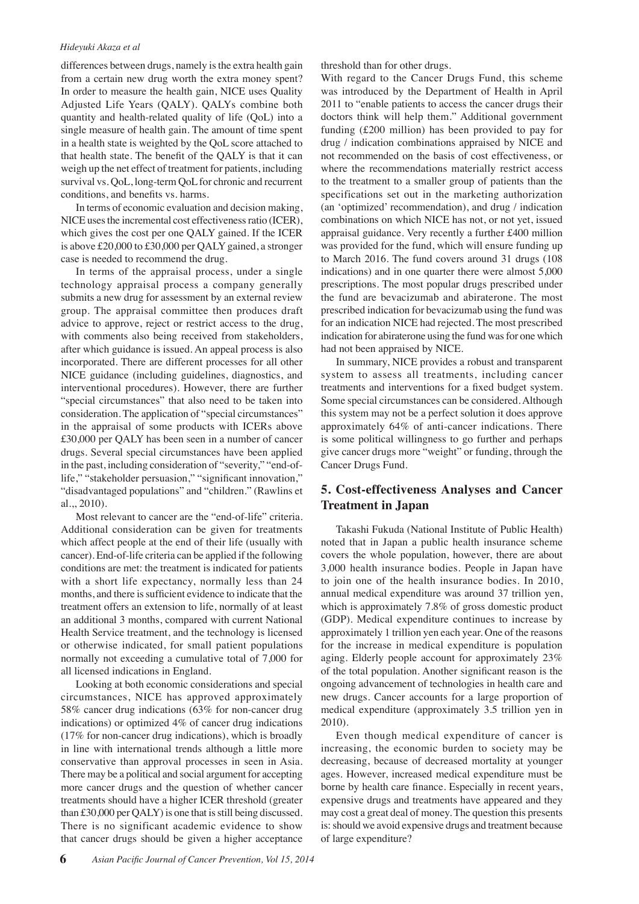differences between drugs, namely is the extra health gain from a certain new drug worth the extra money spent? In order to measure the health gain, NICE uses Quality Adjusted Life Years (QALY). QALYs combine both quantity and health-related quality of life (QoL) into a single measure of health gain. The amount of time spent in a health state is weighted by the QoL score attached to that health state. The benefit of the QALY is that it can weigh up the net effect of treatment for patients, including survival vs. QoL, long-term QoL for chronic and recurrent conditions, and benefits vs. harms.

In terms of economic evaluation and decision making, NICE uses the incremental cost effectiveness ratio (ICER), which gives the cost per one QALY gained. If the ICER is above £20,000 to £30,000 per QALY gained, a stronger case is needed to recommend the drug.

In terms of the appraisal process, under a single technology appraisal process a company generally submits a new drug for assessment by an external review group. The appraisal committee then produces draft advice to approve, reject or restrict access to the drug, with comments also being received from stakeholders, after which guidance is issued. An appeal process is also incorporated. There are different processes for all other NICE guidance (including guidelines, diagnostics, and interventional procedures). However, there are further "special circumstances" that also need to be taken into consideration. The application of "special circumstances" in the appraisal of some products with ICERs above £30,000 per QALY has been seen in a number of cancer drugs. Several special circumstances have been applied in the past, including consideration of "severity," "end-of-life," "stakeholder persuasion," "significant innovation," "disadvantaged populations" and "children." (Rawlins et al.,, 2010).

Most relevant to cancer are the "end-of-life" criteria. Additional consideration can be given for treatments which affect people at the end of their life (usually with cancer). End-of-life criteria can be applied if the following conditions are met: the treatment is indicated for patients with a short life expectancy, normally less than 24 months, and there is sufficient evidence to indicate that the treatment offers an extension to life, normally of at least an additional 3 months, compared with current National Health Service treatment, and the technology is licensed or otherwise indicated, for small patient populations normally not exceeding a cumulative total of 7,000 for all licensed indications in England.

Looking at both economic considerations and special circumstances, NICE has approved approximately 58% cancer drug indications (63% for non-cancer drug indications) or optimized 4% of cancer drug indications (17% for non-cancer drug indications), which is broadly in line with international trends although a little more conservative than approval processes in seen in Asia. There may be a political and social argument for accepting more cancer drugs and the question of whether cancer treatments should have a higher ICER threshold (greater than £30,000 per QALY) is one that is still being discussed. There is no significant academic evidence to show that cancer drugs should be given a higher acceptance threshold than for other drugs.

With regard to the Cancer Drugs Fund, this scheme was introduced by the Department of Health in April 2011 to "enable patients to access the cancer drugs their doctors think will help them." Additional government funding (£200 million) has been provided to pay for drug / indication combinations appraised by NICE and not recommended on the basis of cost effectiveness, or where the recommendations materially restrict access to the treatment to a smaller group of patients than the specifications set out in the marketing authorization (an 'optimized' recommendation), and drug / indication combinations on which NICE has not, or not yet, issued appraisal guidance. Very recently a further £400 million was provided for the fund, which will ensure funding up to March 2016. The fund covers around 31 drugs (108 indications) and in one quarter there were almost 5,000 prescriptions. The most popular drugs prescribed under the fund are bevacizumab and abiraterone. The most prescribed indication for bevacizumab using the fund was for an indication NICE had rejected. The most prescribed indication for abiraterone using the fund was for one which had not been appraised by NICE.

In summary, NICE provides a robust and transparent system to assess all treatments, including cancer treatments and interventions for a fixed budget system. Some special circumstances can be considered. Although this system may not be a perfect solution it does approve approximately 64% of anti-cancer indications. There is some political willingness to go further and perhaps give cancer drugs more "weight" or funding, through the Cancer Drugs Fund.

## 5. Cost-effectiveness Analyses and Cancer Treatment in Japan

Takashi Fukuda (National Institute of Public Health) noted that in Japan a public health insurance scheme covers the whole population, however, there are about 3,000 health insurance bodies. People in Japan have to join one of the health insurance bodies. In 2010, annual medical expenditure was around 37 trillion yen, which is approximately 7.8% of gross domestic product (GDP). Medical expenditure continues to increase by approximately 1 trillion yen each year. One of the reasons for the increase in medical expenditure is population aging. Elderly people account for approximately 23% of the total population. Another significant reason is the ongoing advancement of technologies in health care and new drugs. Cancer accounts for a large proportion of medical expenditure (approximately 3.5 trillion yen in 2010).

Even though medical expenditure of cancer is increasing, the economic burden to society may be decreasing, because of decreased mortality at younger ages. However, increased medical expenditure must be borne by health care finance. Especially in recent years, expensive drugs and treatments have appeared and they may cost a great deal of money. The question this presents is: should we avoid expensive drugs and treatment because of large expenditure?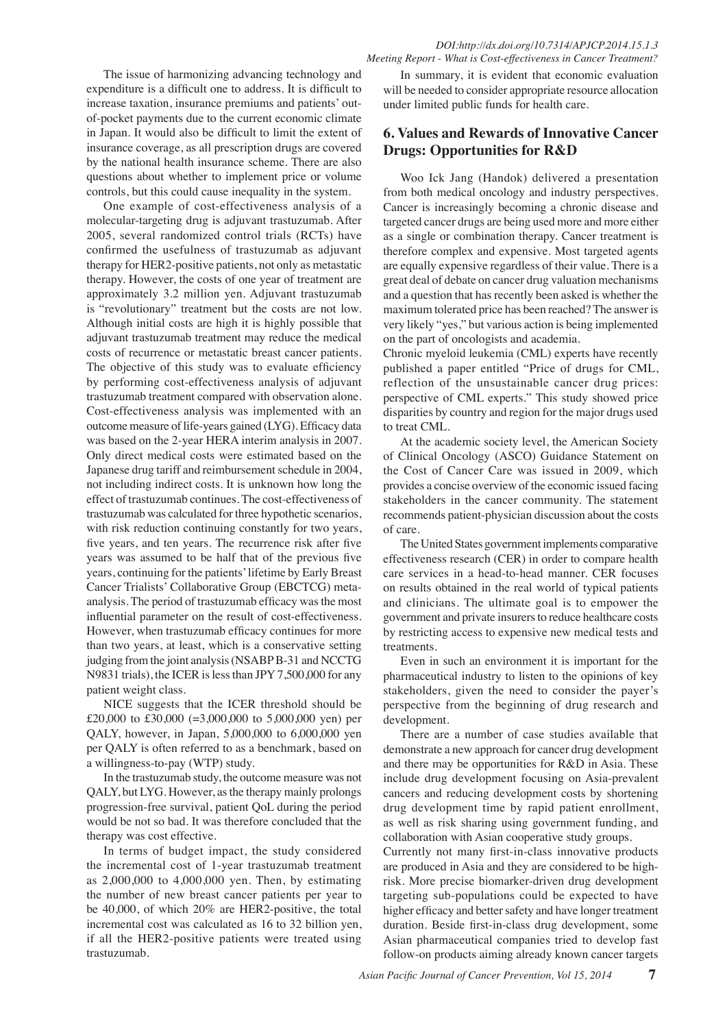The issue of harmonizing advancing technology and expenditure is a difficult one to address. It is difficult to increase taxation, insurance premiums and patients' out-of-pocket payments due to the current economic climate in Japan. It would also be difficult to limit the extent of insurance coverage, as all prescription drugs are covered by the national health insurance scheme. There are also questions about whether to implement price or volume controls, but this could cause inequality in the system.

One example of cost-effectiveness analysis of a molecular-targeting drug is adjuvant trastuzumab. After 2005, several randomized control trials (RCTs) have confirmed the usefulness of trastuzumab as adjuvant therapy for HER2-positive patients, not only as metastatic therapy. However, the costs of one year of treatment are approximately 3.2 million yen. Adjuvant trastuzumab is "revolutionary" treatment but the costs are not low. Although initial costs are high it is highly possible that adjuvant trastuzumab treatment may reduce the medical costs of recurrence or metastatic breast cancer patients. The objective of this study was to evaluate efficiency by performing cost-effectiveness analysis of adjuvant trastuzumab treatment compared with observation alone. Cost-effectiveness analysis was implemented with an outcome measure of life-years gained (LYG). Efficacy data was based on the 2-year HERA interim analysis in 2007. Only direct medical costs were estimated based on the Japanese drug tariff and reimbursement schedule in 2004, not including indirect costs. It is unknown how long the effect of trastuzumab continues. The cost-effectiveness of trastuzumab was calculated for three hypothetic scenarios, with risk reduction continuing constantly for two years, five years, and ten years. The recurrence risk after five years was assumed to be half that of the previous five years, continuing for the patients' lifetime by Early Breast Cancer Trialists' Collaborative Group (EBCTCG) meta-analysis. The period of trastuzumab efficacy was the most influential parameter on the result of cost-effectiveness. However, when trastuzumab efficacy continues for more than two years, at least, which is a conservative setting judging from the joint analysis (NSABP B-31 and NCCTG N9831 trials), the ICER is less than JPY 7,500,000 for any patient weight class.

NICE suggests that the ICER threshold should be £20,000 to £30,000 (=3,000,000 to 5,000,000 yen) per QALY, however, in Japan, 5,000,000 to 6,000,000 yen per QALY is often referred to as a benchmark, based on a willingness-to-pay (WTP) study.

In the trastuzumab study, the outcome measure was not QALY, but LYG. However, as the therapy mainly prolongs progression-free survival, patient QoL during the period would be not so bad. It was therefore concluded that the therapy was cost effective.

In terms of budget impact, the study considered the incremental cost of 1-year trastuzumab treatment as 2,000,000 to 4,000,000 yen. Then, by estimating the number of new breast cancer patients per year to be 40,000, of which 20% are HER2-positive, the total incremental cost was calculated as 16 to 32 billion yen, if all the HER2-positive patients were treated using trastuzumab.

In summary, it is evident that economic evaluation will be needed to consider appropriate resource allocation under limited public funds for health care.

## 6. Values and Rewards of Innovative Cancer Drugs: Opportunities for R&D

Woo Ick Jang (Handok) delivered a presentation from both medical oncology and industry perspectives. Cancer is increasingly becoming a chronic disease and targeted cancer drugs are being used more and more either as a single or combination therapy. Cancer treatment is therefore complex and expensive. Most targeted agents are equally expensive regardless of their value. There is a great deal of debate on cancer drug valuation mechanisms and a question that has recently been asked is whether the maximum tolerated price has been reached? The answer is very likely "yes," but various action is being implemented on the part of oncologists and academia.

Chronic myeloid leukemia (CML) experts have recently published a paper entitled "Price of drugs for CML, reflection of the unsustainable cancer drug prices: perspective of CML experts." This study showed price disparities by country and region for the major drugs used to treat CML.

At the academic society level, the American Society of Clinical Oncology (ASCO) Guidance Statement on the Cost of Cancer Care was issued in 2009, which provides a concise overview of the economic issued facing stakeholders in the cancer community. The statement recommends patient-physician discussion about the costs of care.

The United States government implements comparative effectiveness research (CER) in order to compare health care services in a head-to-head manner. CER focuses on results obtained in the real world of typical patients and clinicians. The ultimate goal is to empower the government and private insurers to reduce healthcare costs by restricting access to expensive new medical tests and treatments.

Even in such an environment it is important for the pharmaceutical industry to listen to the opinions of key stakeholders, given the need to consider the payer's perspective from the beginning of drug research and development.

There are a number of case studies available that demonstrate a new approach for cancer drug development and there may be opportunities for R&D in Asia. These include drug development focusing on Asia-prevalent cancers and reducing development costs by shortening drug development time by rapid patient enrollment, as well as risk sharing using government funding, and collaboration with Asian cooperative study groups.

Currently not many first-in-class innovative products are produced in Asia and they are considered to be high-risk. More precise biomarker-driven drug development targeting sub-populations could be expected to have higher efficacy and better safety and have longer treatment duration. Beside first-in-class drug development, some Asian pharmaceutical companies tried to develop fast follow-on products aiming already known cancer targets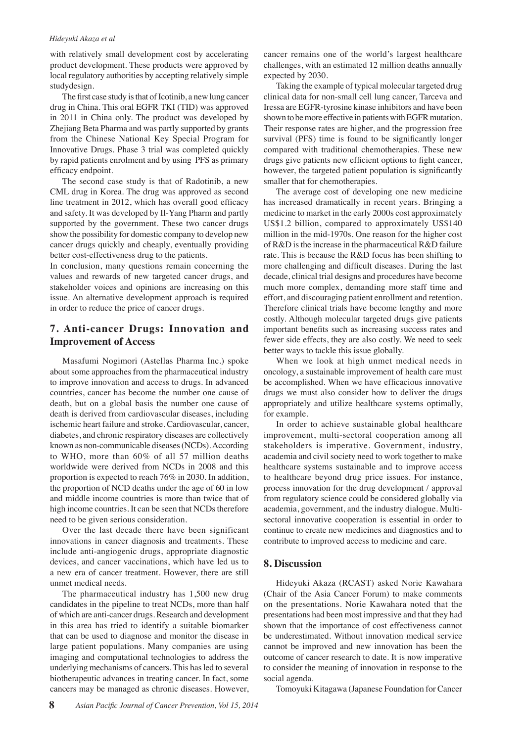with relatively small development cost by accelerating product development. These products were approved by local regulatory authorities by accepting relatively simple studydesign.

The first case study is that of Icotinib, a new lung cancer drug in China. This oral EGFR TKI (TID) was approved in 2011 in China only. The product was developed by Zhejiang Beta Pharma and was partly supported by grants from the Chinese National Key Special Program for Innovative Drugs. Phase 3 trial was completed quickly by rapid patients enrolment and by using PFS as primary efficacy endpoint.

The second case study is that of Radotinib, a new CML drug in Korea. The drug was approved as second line treatment in 2012, which has overall good efficacy and safety. It was developed by Il-Yang Pharm and partly supported by the government. These two cancer drugs show the possibility for domestic company to develop new cancer drugs quickly and cheaply, eventually providing better cost-effectiveness drug to the patients.

In conclusion, many questions remain concerning the values and rewards of new targeted cancer drugs, and stakeholder voices and opinions are increasing on this issue. An alternative development approach is required in order to reduce the price of cancer drugs.

## 7. Anti-cancer Drugs: Innovation and Improvement of Access

Masafumi Nogimori (Astellas Pharma Inc.) spoke about some approaches from the pharmaceutical industry to improve innovation and access to drugs. In advanced countries, cancer has become the number one cause of death, but on a global basis the number one cause of death is derived from cardiovascular diseases, including ischemic heart failure and stroke. Cardiovascular, cancer, diabetes, and chronic respiratory diseases are collectively known as non-communicable diseases (NCDs). According to WHO, more than 60% of all 57 million deaths worldwide were derived from NCDs in 2008 and this proportion is expected to reach 76% in 2030. In addition, the proportion of NCD deaths under the age of 60 in low and middle income countries is more than twice that of high income countries. It can be seen that NCDs therefore need to be given serious consideration.

Over the last decade there have been significant innovations in cancer diagnosis and treatments. These include anti-angiogenic drugs, appropriate diagnostic devices, and cancer vaccinations, which have led us to a new era of cancer treatment. However, there are still unmet medical needs.

The pharmaceutical industry has 1,500 new drug candidates in the pipeline to treat NCDs, more than half of which are anti-cancer drugs. Research and development in this area has tried to identify a suitable biomarker that can be used to diagnose and monitor the disease in large patient populations. Many companies are using imaging and computational technologies to address the underlying mechanisms of cancers. This has led to several biotherapeutic advances in treating cancer. In fact, some cancers may be managed as chronic diseases. However, cancer remains one of the world's largest healthcare challenges, with an estimated 12 million deaths annually expected by 2030.

Taking the example of typical molecular targeted drug clinical data for non-small cell lung cancer, Tarceva and Iressa are EGFR-tyrosine kinase inhibitors and have been shown to be more effective in patients with EGFR mutation. Their response rates are higher, and the progression free survival (PFS) time is found to be significantly longer compared with traditional chemotherapies. These new drugs give patients new efficient options to fight cancer, however, the targeted patient population is significantly smaller that for chemotherapies.

The average cost of developing one new medicine has increased dramatically in recent years. Bringing a medicine to market in the early 2000s cost approximately US$1.2 billion, compared to approximately US$140 million in the mid-1970s. One reason for the higher cost of R&D is the increase in the pharmaceutical R&D failure rate. This is because the R&D focus has been shifting to more challenging and difficult diseases. During the last decade, clinical trial designs and procedures have become much more complex, demanding more staff time and effort, and discouraging patient enrollment and retention. Therefore clinical trials have become lengthy and more costly. Although molecular targeted drugs give patients important benefits such as increasing success rates and fewer side effects, they are also costly. We need to seek better ways to tackle this issue globally.

When we look at high unmet medical needs in oncology, a sustainable improvement of health care must be accomplished. When we have efficacious innovative drugs we must also consider how to deliver the drugs appropriately and utilize healthcare systems optimally, for example.

In order to achieve sustainable global healthcare improvement, multi-sectoral cooperation among all stakeholders is imperative. Government, industry, academia and civil society need to work together to make healthcare systems sustainable and to improve access to healthcare beyond drug price issues. For instance, process innovation for the drug development / approval from regulatory science could be considered globally via academia, government, and the industry dialogue. Multi-sectoral innovative cooperation is essential in order to continue to create new medicines and diagnostics and to contribute to improved access to medicine and care.

## 8. Discussion

Hideyuki Akaza (RCAST) asked Norie Kawahara (Chair of the Asia Cancer Forum) to make comments on the presentations. Norie Kawahara noted that the presentations had been most impressive and that they had shown that the importance of cost effectiveness cannot be underestimated. Without innovation medical service cannot be improved and new innovation has been the outcome of cancer research to date. It is now imperative to consider the meaning of innovation in response to the social agenda.

Tomoyuki Kitagawa (Japanese Foundation for Cancer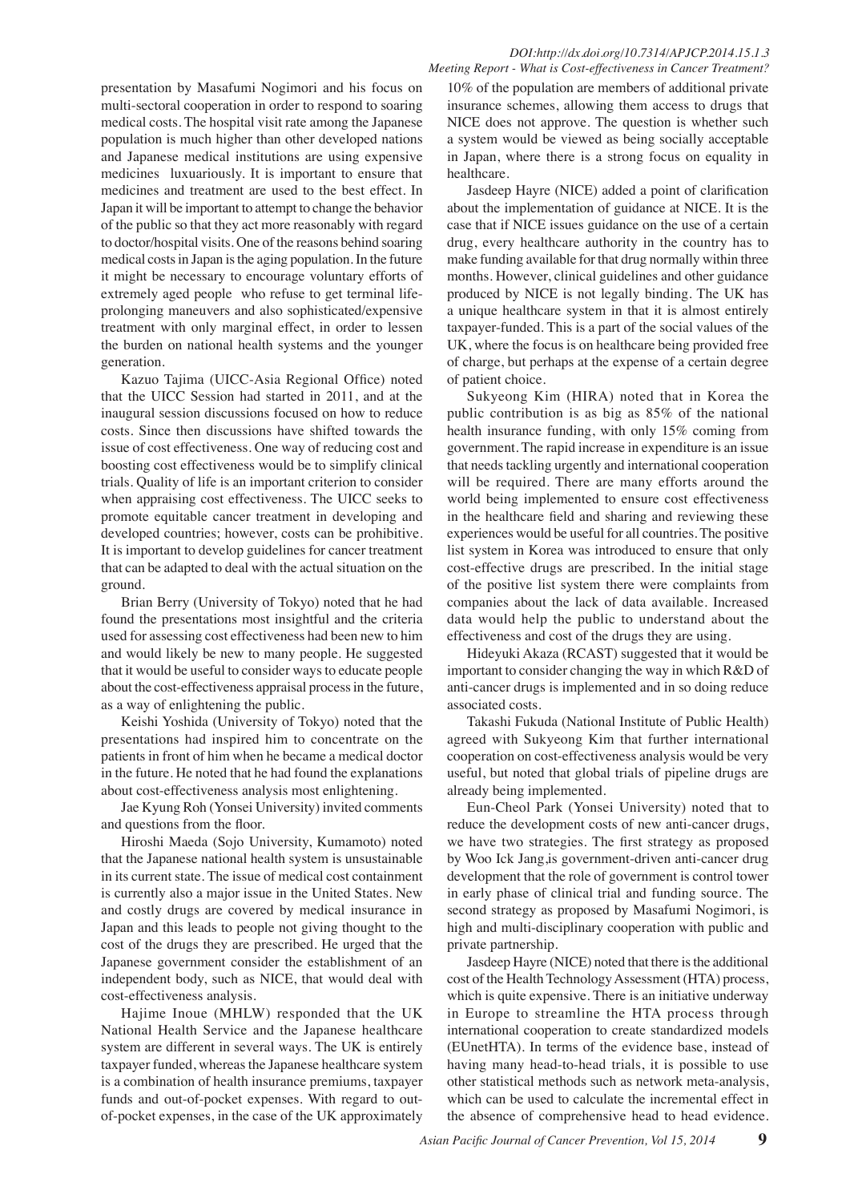presentation by Masafumi Nogimori and his focus on multi-sectoral cooperation in order to respond to soaring medical costs. The hospital visit rate among the Japanese population is much higher than other developed nations and Japanese medical institutions are using expensive medicines  luxuariously. It is important to ensure that medicines and treatment are used to the best effect. In Japan it will be important to attempt to change the behavior of the public so that they act more reasonably with regard to doctor/hospital visits. One of the reasons behind soaring medical costs in Japan is the aging population. In the future it might be necessary to encourage voluntary efforts of extremely aged people  who refuse to get terminal life-prolonging maneuvers and also sophisticated/expensive treatment with only marginal effect, in order to lessen the burden on national health systems and the younger generation.

Kazuo Tajima (UICC-Asia Regional Office) noted that the UICC Session had started in 2011, and at the inaugural session discussions focused on how to reduce costs. Since then discussions have shifted towards the issue of cost effectiveness. One way of reducing cost and boosting cost effectiveness would be to simplify clinical trials. Quality of life is an important criterion to consider when appraising cost effectiveness. The UICC seeks to promote equitable cancer treatment in developing and developed countries; however, costs can be prohibitive. It is important to develop guidelines for cancer treatment that can be adapted to deal with the actual situation on the ground.

Brian Berry (University of Tokyo) noted that he had found the presentations most insightful and the criteria used for assessing cost effectiveness had been new to him and would likely be new to many people. He suggested that it would be useful to consider ways to educate people about the cost-effectiveness appraisal process in the future, as a way of enlightening the public.

Keishi Yoshida (University of Tokyo) noted that the presentations had inspired him to concentrate on the patients in front of him when he became a medical doctor in the future. He noted that he had found the explanations about cost-effectiveness analysis most enlightening.

Jae Kyung Roh (Yonsei University) invited comments and questions from the floor.

Hiroshi Maeda (Sojo University, Kumamoto) noted that the Japanese national health system is unsustainable in its current state. The issue of medical cost containment is currently also a major issue in the United States. New and costly drugs are covered by medical insurance in Japan and this leads to people not giving thought to the cost of the drugs they are prescribed. He urged that the Japanese government consider the establishment of an independent body, such as NICE, that would deal with cost-effectiveness analysis.

Hajime Inoue (MHLW) responded that the UK National Health Service and the Japanese healthcare system are different in several ways. The UK is entirely taxpayer funded, whereas the Japanese healthcare system is a combination of health insurance premiums, taxpayer funds and out-of-pocket expenses. With regard to out-of-pocket expenses, in the case of the UK approximately 10% of the population are members of additional private insurance schemes, allowing them access to drugs that NICE does not approve. The question is whether such a system would be viewed as being socially acceptable in Japan, where there is a strong focus on equality in healthcare.

Jasdeep Hayre (NICE) added a point of clarification about the implementation of guidance at NICE. It is the case that if NICE issues guidance on the use of a certain drug, every healthcare authority in the country has to make funding available for that drug normally within three months. However, clinical guidelines and other guidance produced by NICE is not legally binding. The UK has a unique healthcare system in that it is almost entirely taxpayer-funded. This is a part of the social values of the UK, where the focus is on healthcare being provided free of charge, but perhaps at the expense of a certain degree of patient choice.

Sukyeong Kim (HIRA) noted that in Korea the public contribution is as big as 85% of the national health insurance funding, with only 15% coming from government. The rapid increase in expenditure is an issue that needs tackling urgently and international cooperation will be required. There are many efforts around the world being implemented to ensure cost effectiveness in the healthcare field and sharing and reviewing these experiences would be useful for all countries. The positive list system in Korea was introduced to ensure that only cost-effective drugs are prescribed. In the initial stage of the positive list system there were complaints from companies about the lack of data available. Increased data would help the public to understand about the effectiveness and cost of the drugs they are using.

Hideyuki Akaza (RCAST) suggested that it would be important to consider changing the way in which R&D of anti-cancer drugs is implemented and in so doing reduce associated costs.

Takashi Fukuda (National Institute of Public Health) agreed with Sukyeong Kim that further international cooperation on cost-effectiveness analysis would be very useful, but noted that global trials of pipeline drugs are already being implemented.

Eun-Cheol Park (Yonsei University) noted that to reduce the development costs of new anti-cancer drugs, we have two strategies. The first strategy as proposed by Woo Ick Jang,is government-driven anti-cancer drug development that the role of government is control tower in early phase of clinical trial and funding source. The second strategy as proposed by Masafumi Nogimori, is high and multi-disciplinary cooperation with public and private partnership.

Jasdeep Hayre (NICE) noted that there is the additional cost of the Health Technology Assessment (HTA) process, which is quite expensive. There is an initiative underway in Europe to streamline the HTA process through international cooperation to create standardized models (EUnetHTA). In terms of the evidence base, instead of having many head-to-head trials, it is possible to use other statistical methods such as network meta-analysis, which can be used to calculate the incremental effect in the absence of comprehensive head to head evidence.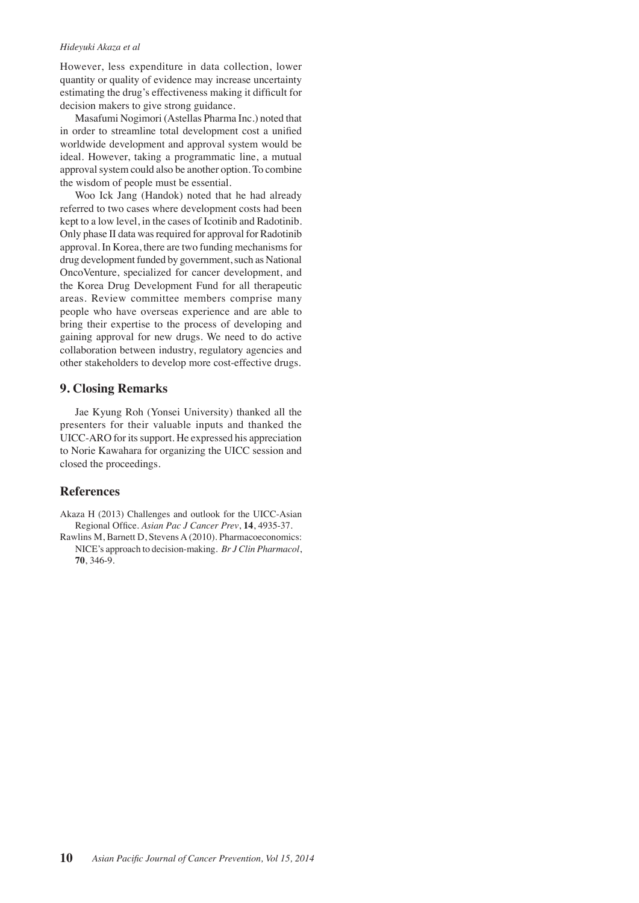However, less expenditure in data collection, lower quantity or quality of evidence may increase uncertainty estimating the drug's effectiveness making it difficult for decision makers to give strong guidance.

Masafumi Nogimori (Astellas Pharma Inc.) noted that in order to streamline total development cost a unified worldwide development and approval system would be ideal. However, taking a programmatic line, a mutual approval system could also be another option. To combine the wisdom of people must be essential.

Woo Ick Jang (Handok) noted that he had already referred to two cases where development costs had been kept to a low level, in the cases of Icotinib and Radotinib. Only phase II data was required for approval for Radotinib approval. In Korea, there are two funding mechanisms for drug development funded by government, such as National OncoVenture, specialized for cancer development, and the Korea Drug Development Fund for all therapeutic areas. Review committee members comprise many people who have overseas experience and are able to bring their expertise to the process of developing and gaining approval for new drugs. We need to do active collaboration between industry, regulatory agencies and other stakeholders to develop more cost-effective drugs.

## 9. Closing Remarks

Jae Kyung Roh (Yonsei University) thanked all the presenters for their valuable inputs and thanked the UICC-ARO for its support. He expressed his appreciation to Norie Kawahara for organizing the UICC session and closed the proceedings.

## References

Akaza H (2013) Challenges and outlook for the UICC-Asian Regional Office. *Asian Pac J Cancer Prev*, **14**, 4935-37.

Rawlins M, Barnett D, Stevens A (2010). Pharmacoeconomics: NICE's approach to decision-making. *Br J Clin Pharmacol*, **70**, 346-9.